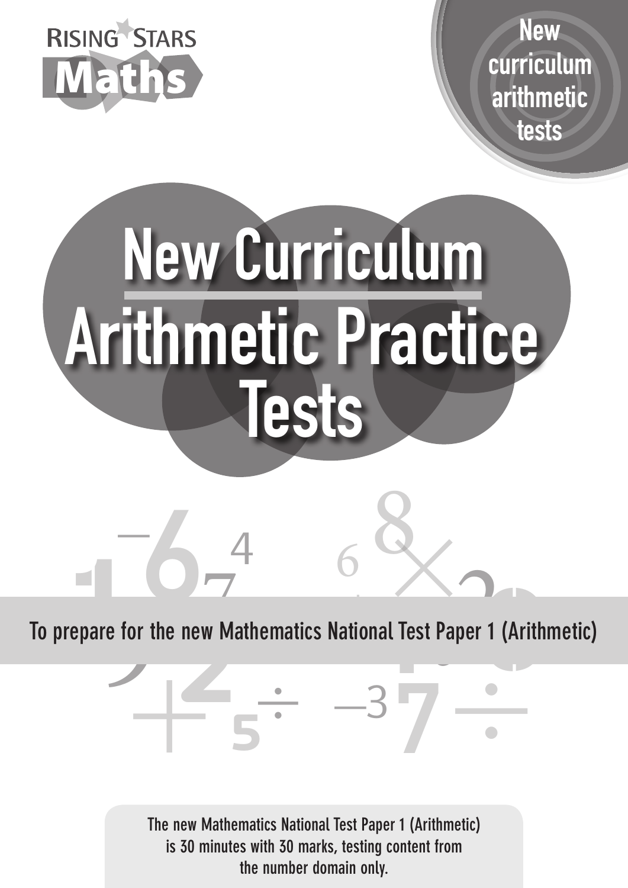RISING STARS

**Maths**

**New curriculum arithmetic tests**

# New Curriculum Arithmetic Practice Tests

To prepare for the new Mathematics National Test Paper 1 (Arithmetic)

The new Mathematics National Test Paper 1 (Arithmetic) is 30 minutes with 30 marks, testing content from the number domain only.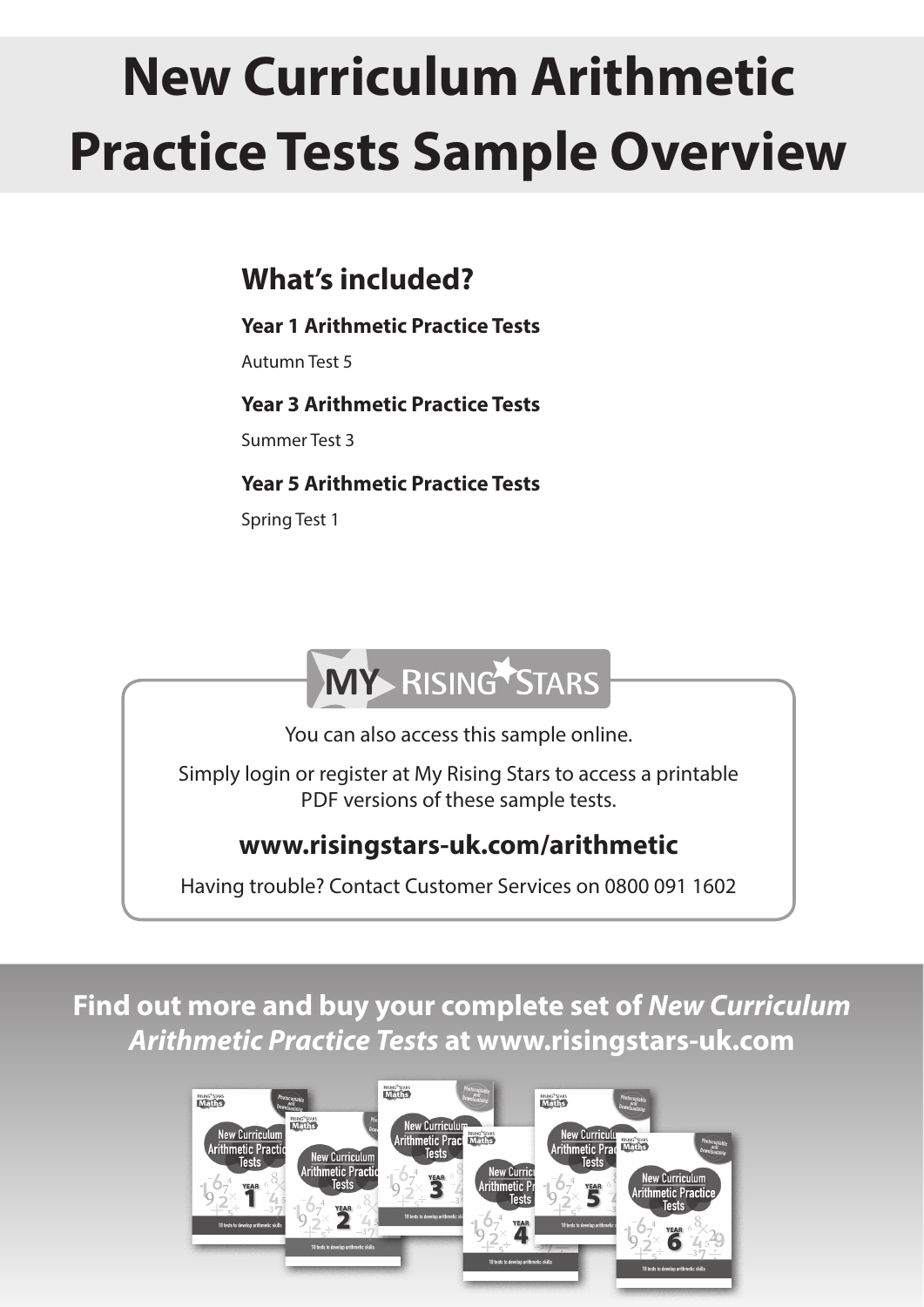# New Curriculum Arithmetic Practice Tests Sample Overview

## What's included?

**Year 1 Arithmetic Practice Tests**

Autumn Test 5

**Year 3 Arithmetic Practice Tests**

Summer Test 3

**Year 5 Arithmetic Practice Tests**

Spring Test 1

MY RISING STARS

You can also access this sample online.

Simply login or register at My Rising Stars to access a printable PDF versions of these sample tests.

**www.risingstars-uk.com/arithmetic**

Having trouble? Contact Customer Services on 0800 091 1602

**Find out more and buy your complete set of *New Curriculum Arithmetic Practice Tests* at www.risingstars-uk.com**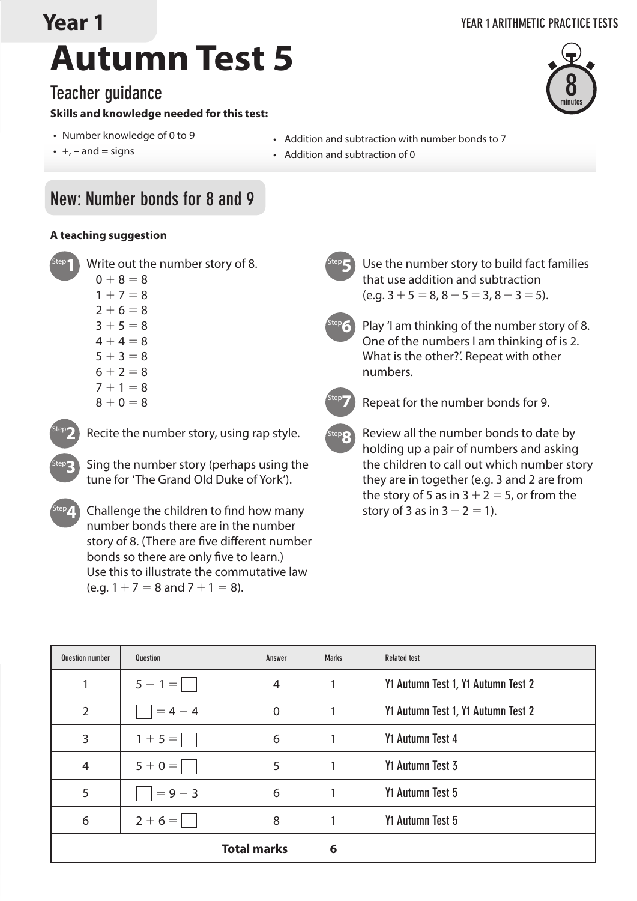# Year 1

# Autumn Test 5

## Teacher guidance

8 minutes

**Skills and knowledge needed for this test:**

- Number knowledge of 0 to 9
- +, – and = signs
- Addition and subtraction with number bonds to 7
- Addition and subtraction of 0

## New: Number bonds for 8 and 9

**A teaching suggestion**

**Step 1** Write out the number story of 8.

$0 + 8 = 8$
$1 + 7 = 8$
$2 + 6 = 8$
$3 + 5 = 8$
$4 + 4 = 8$
$5 + 3 = 8$
$6 + 2 = 8$
$7 + 1 = 8$
$8 + 0 = 8$

**Step 2** Recite the number story, using rap style.

**Step 3** Sing the number story (perhaps using the tune for 'The Grand Old Duke of York').

**Step 4** Challenge the children to find how many number bonds there are in the number story of 8. (There are five different number bonds so there are only five to learn.) Use this to illustrate the commutative law (e.g. $1 + 7 = 8$ and $7 + 1 = 8$).

**Step 5** Use the number story to build fact families that use addition and subtraction (e.g. $3 + 5 = 8$, $8 - 5 = 3$, $8 - 3 = 5$).

**Step 6** Play 'I am thinking of the number story of 8. One of the numbers I am thinking of is 2. What is the other?'. Repeat with other numbers.

**Step 7** Repeat for the number bonds for 9.

**Step 8** Review all the number bonds to date by holding up a pair of numbers and asking the children to call out which number story they are in together (e.g. 3 and 2 are from the story of 5 as in $3 + 2 = 5$, or from the story of 3 as in $3 - 2 = 1$).

| Question number | Question | Answer | Marks | Related test |
|---|---|---|---|---|
| 1 | $5 - 1 = \square$ | 4 | 1 | Y1 Autumn Test 1, Y1 Autumn Test 2 |
| 2 | $\square = 4 - 4$ | 0 | 1 | Y1 Autumn Test 1, Y1 Autumn Test 2 |
| 3 | $1 + 5 = \square$ | 6 | 1 | Y1 Autumn Test 4 |
| 4 | $5 + 0 = \square$ | 5 | 1 | Y1 Autumn Test 3 |
| 5 | $\square = 9 - 3$ | 6 | 1 | Y1 Autumn Test 5 |
| 6 | $2 + 6 = \square$ | 8 | 1 | Y1 Autumn Test 5 |
| | **Total marks** | | **6** | |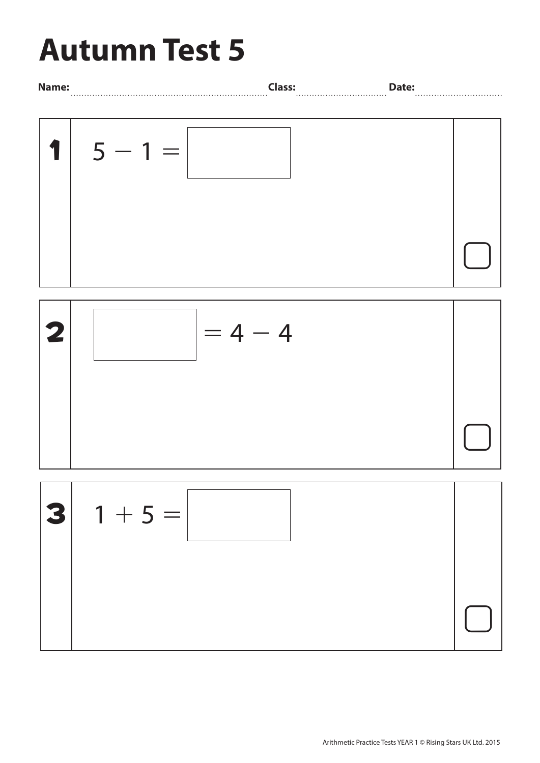# Autumn Test 5

**Name:** ........................................ **Class:** .................... **Date:** ....................

**1** $5 - 1 = \square$

**2** $\square = 4 - 4$

**3** $1 + 5 = \square$

Arithmetic Practice Tests YEAR 1 © Rising Stars UK Ltd. 2015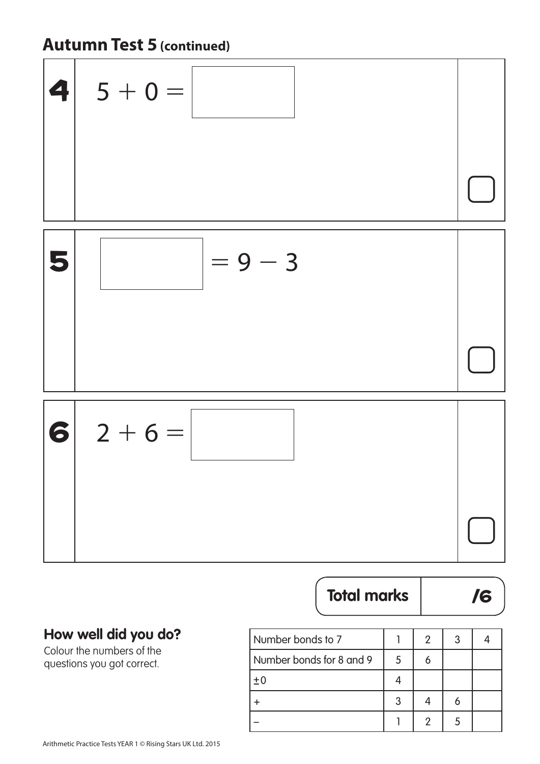## Autumn Test 5 (continued)

**4** $5 + 0 = \square$

**5** $\square = 9 - 3$

**6** $2 + 6 = \square$

**Total marks** /6

### How well did you do?

Colour the numbers of the questions you got correct.

| | | | | |
|---|---|---|---|---|
| Number bonds to 7 | 1 | 2 | 3 | 4 |
| Number bonds for 8 and 9 | 5 | 6 | | |
| ±0 | 4 | | | |
| + | 3 | 4 | 6 | |
| – | 1 | 2 | 5 | |

Arithmetic Practice Tests YEAR 1 © Rising Stars UK Ltd. 2015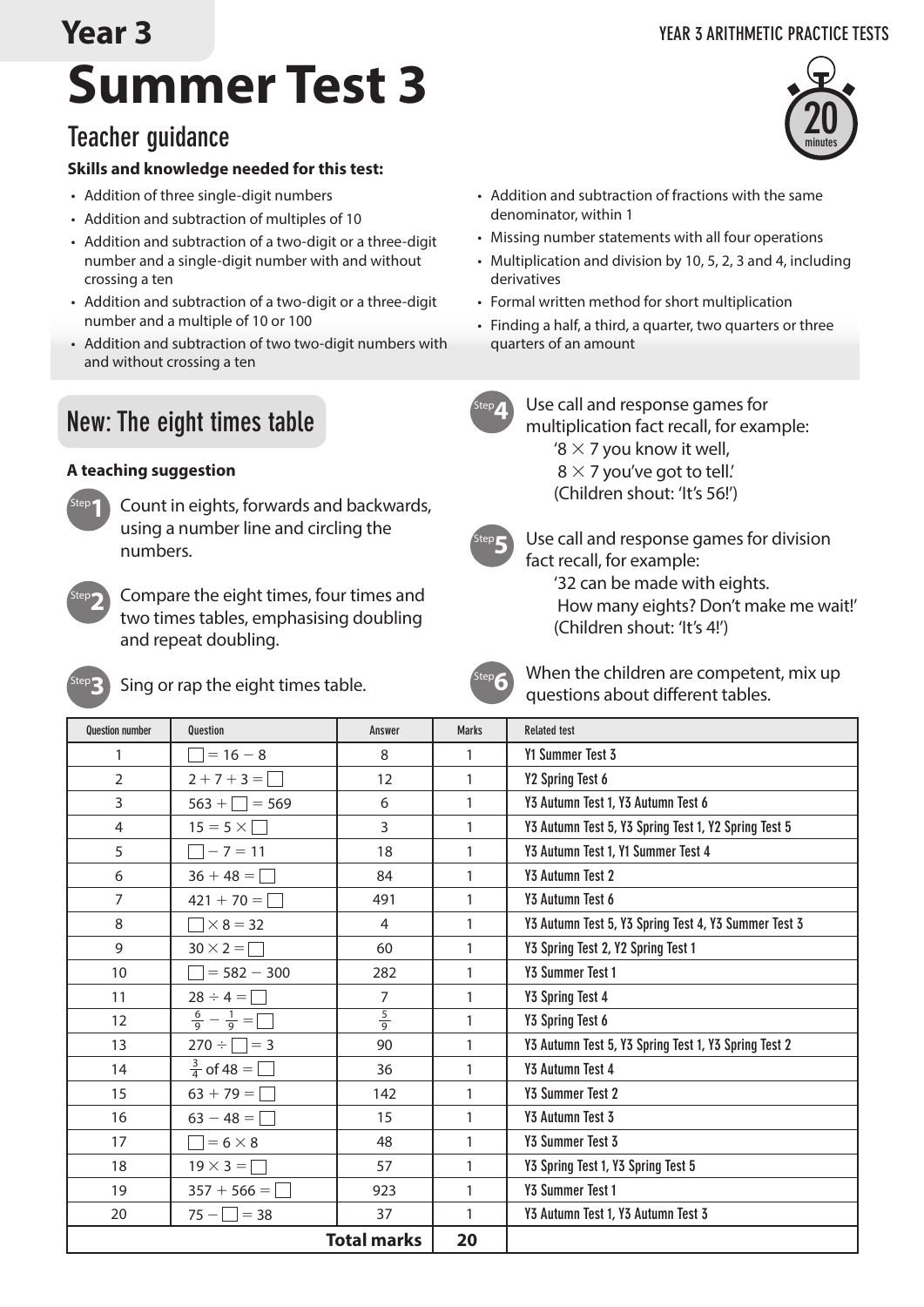# Year 3

# Summer Test 3

20 minutes

## Teacher guidance

**Skills and knowledge needed for this test:**

- Addition of three single-digit numbers
- Addition and subtraction of multiples of 10
- Addition and subtraction of a two-digit or a three-digit number and a single-digit number with and without crossing a ten
- Addition and subtraction of a two-digit or a three-digit number and a multiple of 10 or 100
- Addition and subtraction of two two-digit numbers with and without crossing a ten
- Addition and subtraction of fractions with the same denominator, within 1
- Missing number statements with all four operations
- Multiplication and division by 10, 5, 2, 3 and 4, including derivatives
- Formal written method for short multiplication
- Finding a half, a third, a quarter, two quarters or three quarters of an amount

## New: The eight times table

**A teaching suggestion**

Step 1: Count in eights, forwards and backwards, using a number line and circling the numbers.

Step 2: Compare the eight times, four times and two times tables, emphasising doubling and repeat doubling.

Step 3: Sing or rap the eight times table.

Step 4: Use call and response games for multiplication fact recall, for example:
'8 × 7 you know it well,
8 × 7 you've got to tell.'
(Children shout: 'It's 56!')

Step 5: Use call and response games for division fact recall, for example:
'32 can be made with eights.
How many eights? Don't make me wait!'
(Children shout: 'It's 4!')

Step 6: When the children are competent, mix up questions about different tables.

| Question number | Question | Answer | Marks | Related test |
|---|---|---|---|---|
| 1 | $\square = 16 - 8$ | 8 | 1 | Y1 Summer Test 3 |
| 2 | $2 + 7 + 3 = \square$ | 12 | 1 | Y2 Spring Test 6 |
| 3 | $563 + \square = 569$ | 6 | 1 | Y3 Autumn Test 1, Y3 Autumn Test 6 |
| 4 | $15 = 5 \times \square$ | 3 | 1 | Y3 Autumn Test 5, Y3 Spring Test 1, Y2 Spring Test 5 |
| 5 | $\square - 7 = 11$ | 18 | 1 | Y3 Autumn Test 1, Y1 Summer Test 4 |
| 6 | $36 + 48 = \square$ | 84 | 1 | Y3 Autumn Test 2 |
| 7 | $421 + 70 = \square$ | 491 | 1 | Y3 Autumn Test 6 |
| 8 | $\square \times 8 = 32$ | 4 | 1 | Y3 Autumn Test 5, Y3 Spring Test 4, Y3 Summer Test 3 |
| 9 | $30 \times 2 = \square$ | 60 | 1 | Y3 Spring Test 2, Y2 Spring Test 1 |
| 10 | $\square = 582 - 300$ | 282 | 1 | Y3 Summer Test 1 |
| 11 | $28 \div 4 = \square$ | 7 | 1 | Y3 Spring Test 4 |
| 12 | $\frac{6}{9} - \frac{1}{9} = \square$ | $\frac{5}{9}$ | 1 | Y3 Spring Test 6 |
| 13 | $270 \div \square = 3$ | 90 | 1 | Y3 Autumn Test 5, Y3 Spring Test 1, Y3 Spring Test 2 |
| 14 | $\frac{3}{4}$ of $48 = \square$ | 36 | 1 | Y3 Autumn Test 4 |
| 15 | $63 + 79 = \square$ | 142 | 1 | Y3 Summer Test 2 |
| 16 | $63 - 48 = \square$ | 15 | 1 | Y3 Autumn Test 3 |
| 17 | $\square = 6 \times 8$ | 48 | 1 | Y3 Summer Test 3 |
| 18 | $19 \times 3 = \square$ | 57 | 1 | Y3 Spring Test 1, Y3 Spring Test 5 |
| 19 | $357 + 566 = \square$ | 923 | 1 | Y3 Summer Test 1 |
| 20 | $75 - \square = 38$ | 37 | 1 | Y3 Autumn Test 1, Y3 Autumn Test 3 |
| | | **Total marks** | **20** | |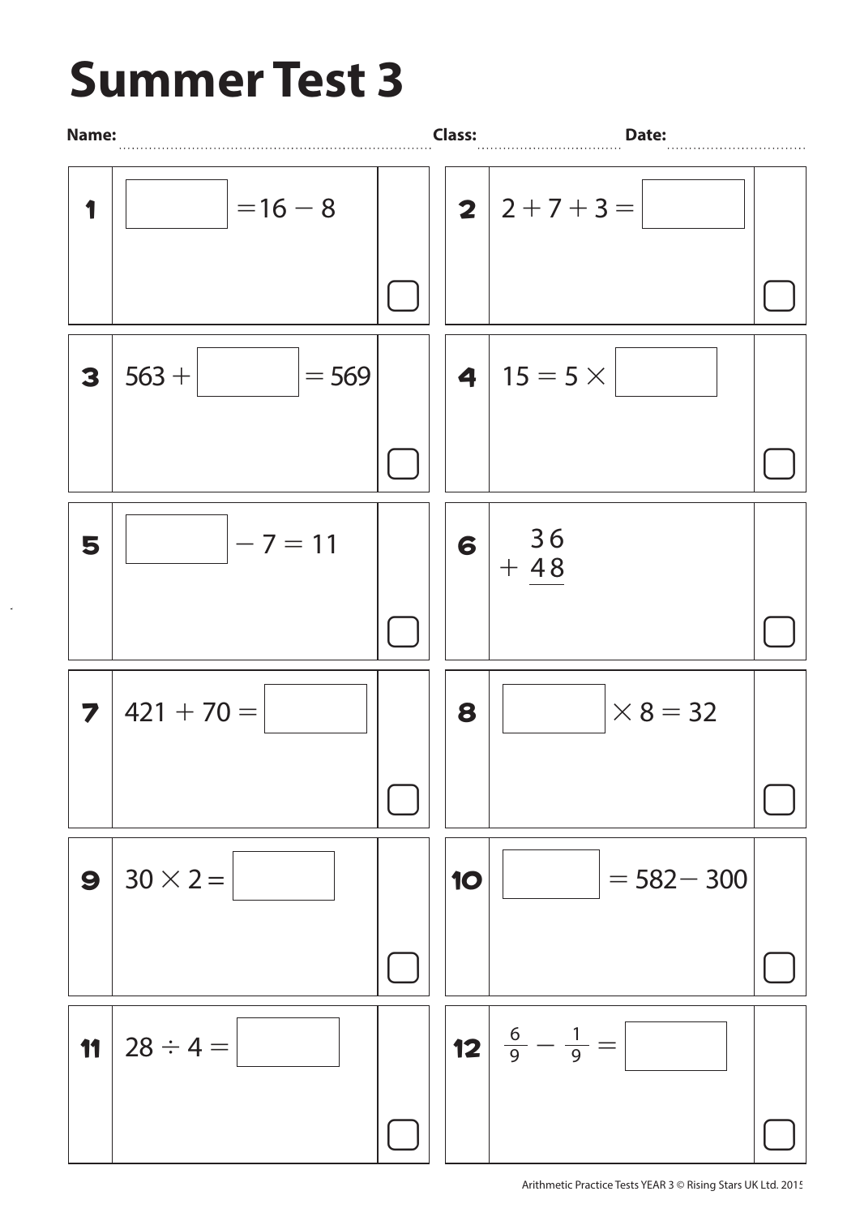# Summer Test 3

**Name:** ........................................ **Class:** .................... **Date:** ....................

**1** $\square = 16 - 8$

**2** $2 + 7 + 3 = \square$

**3** $563 + \square = 569$

**4** $15 = 5 \times \square$

**5** $\square - 7 = 11$

**6**

$$\begin{array}{r} 36 \\ +\ 48 \\ \hline \end{array}$$

**7** $421 + 70 = \square$

**8** $\square \times 8 = 32$

**9** $30 \times 2 = \square$

**10** $\square = 582 - 300$

**11** $28 \div 4 = \square$

**12** $\frac{6}{9} - \frac{1}{9} = \square$

Arithmetic Practice Tests YEAR 3 © Rising Stars UK Ltd. 2015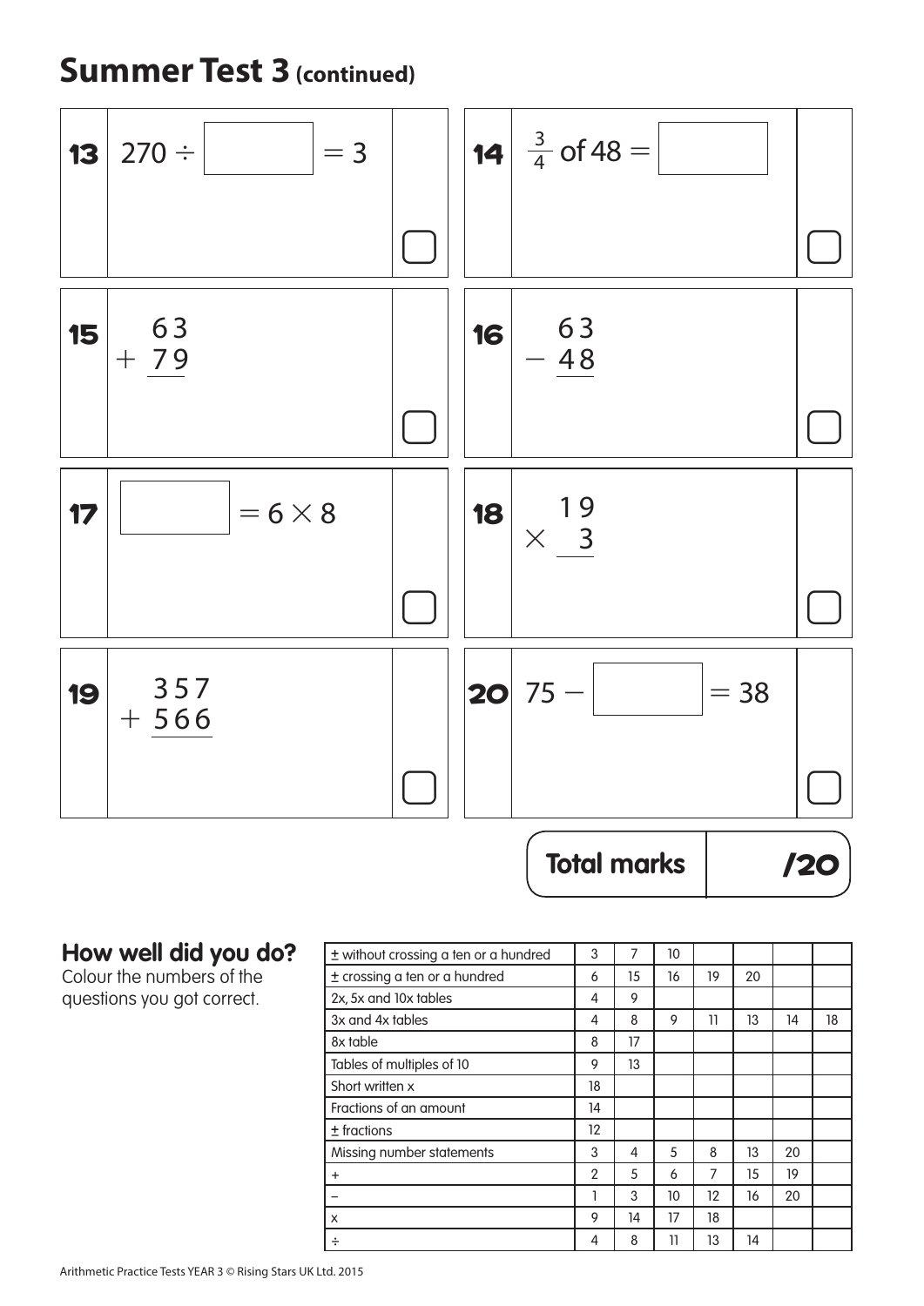# Summer Test 3 (continued)

**13** $270 \div \square = 3$

**14** $\frac{3}{4}$ of $48 = \square$

**15**

$$\begin{array}{r} 63 \\ +\ 79 \\ \hline \end{array}$$

**16**

$$\begin{array}{r} 63 \\ -\ 48 \\ \hline \end{array}$$

**17** $\square = 6 \times 8$

**18**

$$\begin{array}{r} 19 \\ \times\ \ 3 \\ \hline \end{array}$$

**19**

$$\begin{array}{r} 357 \\ +\ 566 \\ \hline \end{array}$$

**20** $75 - \square = 38$

**Total marks** /20

## How well did you do?

Colour the numbers of the questions you got correct.

| | | | | | | | |
|---|---|---|---|---|---|---|---|
| ± without crossing a ten or a hundred | 3 | 7 | 10 | | | | |
| ± crossing a ten or a hundred | 6 | 15 | 16 | 19 | 20 | | |
| 2x, 5x and 10x tables | 4 | 9 | | | | | |
| 3x and 4x tables | 4 | 8 | 9 | 11 | 13 | 14 | 18 |
| 8x table | 8 | 17 | | | | | |
| Tables of multiples of 10 | 9 | 13 | | | | | |
| Short written x | 18 | | | | | | |
| Fractions of an amount | 14 | | | | | | |
| ± fractions | 12 | | | | | | |
| Missing number statements | 3 | 4 | 5 | 8 | 13 | 20 | |
| + | 2 | 5 | 6 | 7 | 15 | 19 | |
| – | 1 | 3 | 10 | 12 | 16 | 20 | |
| x | 9 | 14 | 17 | 18 | | | |
| ÷ | 4 | 8 | 11 | 13 | 14 | | |

Arithmetic Practice Tests YEAR 3 © Rising Stars UK Ltd. 2015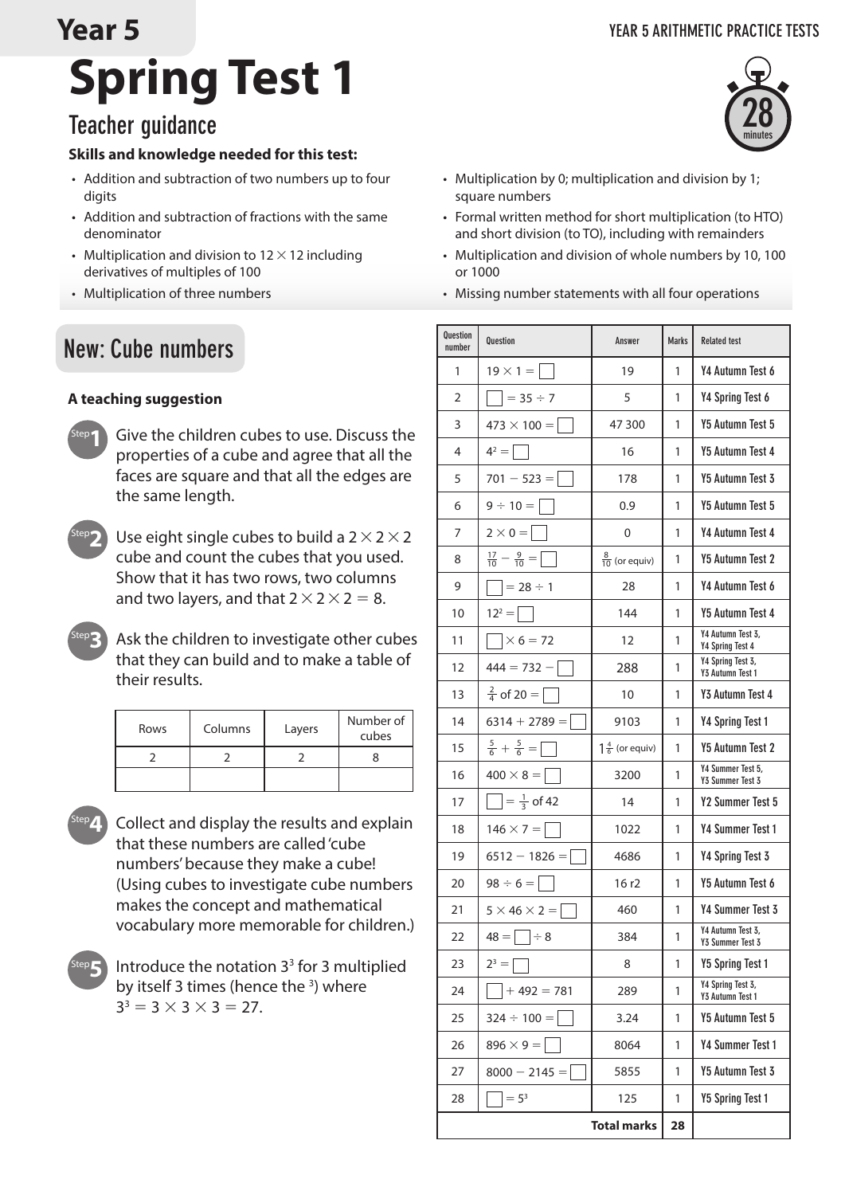# Year 5

# Spring Test 1

## Teacher guidance

28 minutes

**Skills and knowledge needed for this test:**

- Addition and subtraction of two numbers up to four digits
- Addition and subtraction of fractions with the same denominator
- Multiplication and division to $12 \times 12$ including derivatives of multiples of 100
- Multiplication of three numbers
- Multiplication by 0; multiplication and division by 1; square numbers
- Formal written method for short multiplication (to HTO) and short division (to TO), including with remainders
- Multiplication and division of whole numbers by 10, 100 or 1000
- Missing number statements with all four operations

## New: Cube numbers

**A teaching suggestion**

**Step 1** Give the children cubes to use. Discuss the properties of a cube and agree that all the faces are square and that all the edges are the same length.

**Step 2** Use eight single cubes to build a $2 \times 2 \times 2$ cube and count the cubes that you used. Show that it has two rows, two columns and two layers, and that $2 \times 2 \times 2 = 8$.

**Step 3** Ask the children to investigate other cubes that they can build and to make a table of their results.

| Rows | Columns | Layers | Number of cubes |
|---|---|---|---|
| 2 | 2 | 2 | 8 |
| | | | |

**Step 4** Collect and display the results and explain that these numbers are called 'cube numbers' because they make a cube! (Using cubes to investigate cube numbers makes the concept and mathematical vocabulary more memorable for children.)

**Step 5** Introduce the notation $3^3$ for 3 multiplied by itself 3 times (hence the $^3$) where $3^3 = 3 \times 3 \times 3 = 27$.

| Question number | Question | Answer | Marks | Related test |
|---|---|---|---|---|
| 1 | $19 \times 1 = \square$ | 19 | 1 | Y4 Autumn Test 6 |
| 2 | $\square = 35 \div 7$ | 5 | 1 | Y4 Spring Test 6 |
| 3 | $473 \times 100 = \square$ | 47 300 | 1 | Y5 Autumn Test 5 |
| 4 | $4^2 = \square$ | 16 | 1 | Y5 Autumn Test 4 |
| 5 | $701 - 523 = \square$ | 178 | 1 | Y5 Autumn Test 3 |
| 6 | $9 \div 10 = \square$ | 0.9 | 1 | Y5 Autumn Test 5 |
| 7 | $2 \times 0 = \square$ | 0 | 1 | Y4 Autumn Test 4 |
| 8 | $\frac{17}{10} - \frac{9}{10} = \square$ | $\frac{8}{10}$ (or equiv) | 1 | Y5 Autumn Test 2 |
| 9 | $\square = 28 \div 1$ | 28 | 1 | Y4 Autumn Test 6 |
| 10 | $12^2 = \square$ | 144 | 1 | Y5 Autumn Test 4 |
| 11 | $\square \times 6 = 72$ | 12 | 1 | Y4 Autumn Test 3, Y4 Spring Test 4 |
| 12 | $444 = 732 - \square$ | 288 | 1 | Y4 Spring Test 3, Y3 Autumn Test 1 |
| 13 | $\frac{2}{4}$ of $20 = \square$ | 10 | 1 | Y3 Autumn Test 4 |
| 14 | $6314 + 2789 = \square$ | 9103 | 1 | Y4 Spring Test 1 |
| 15 | $\frac{5}{6} + \frac{5}{6} = \square$ | $1\frac{4}{6}$ (or equiv) | 1 | Y5 Autumn Test 2 |
| 16 | $400 \times 8 = \square$ | 3200 | 1 | Y4 Summer Test 5, Y3 Summer Test 3 |
| 17 | $\square = \frac{1}{3}$ of 42 | 14 | 1 | Y2 Summer Test 5 |
| 18 | $146 \times 7 = \square$ | 1022 | 1 | Y4 Summer Test 1 |
| 19 | $6512 - 1826 = \square$ | 4686 | 1 | Y4 Spring Test 3 |
| 20 | $98 \div 6 = \square$ | 16 r2 | 1 | Y5 Autumn Test 6 |
| 21 | $5 \times 46 \times 2 = \square$ | 460 | 1 | Y4 Summer Test 3 |
| 22 | $48 = \square \div 8$ | 384 | 1 | Y4 Autumn Test 3, Y3 Summer Test 3 |
| 23 | $2^3 = \square$ | 8 | 1 | Y5 Spring Test 1 |
| 24 | $\square + 492 = 781$ | 289 | 1 | Y4 Spring Test 3, Y3 Autumn Test 1 |
| 25 | $324 \div 100 = \square$ | 3.24 | 1 | Y5 Autumn Test 5 |
| 26 | $896 \times 9 = \square$ | 8064 | 1 | Y4 Summer Test 1 |
| 27 | $8000 - 2145 = \square$ | 5855 | 1 | Y5 Autumn Test 3 |
| 28 | $\square = 5^3$ | 125 | 1 | Y5 Spring Test 1 |
| | | **Total marks** | **28** | |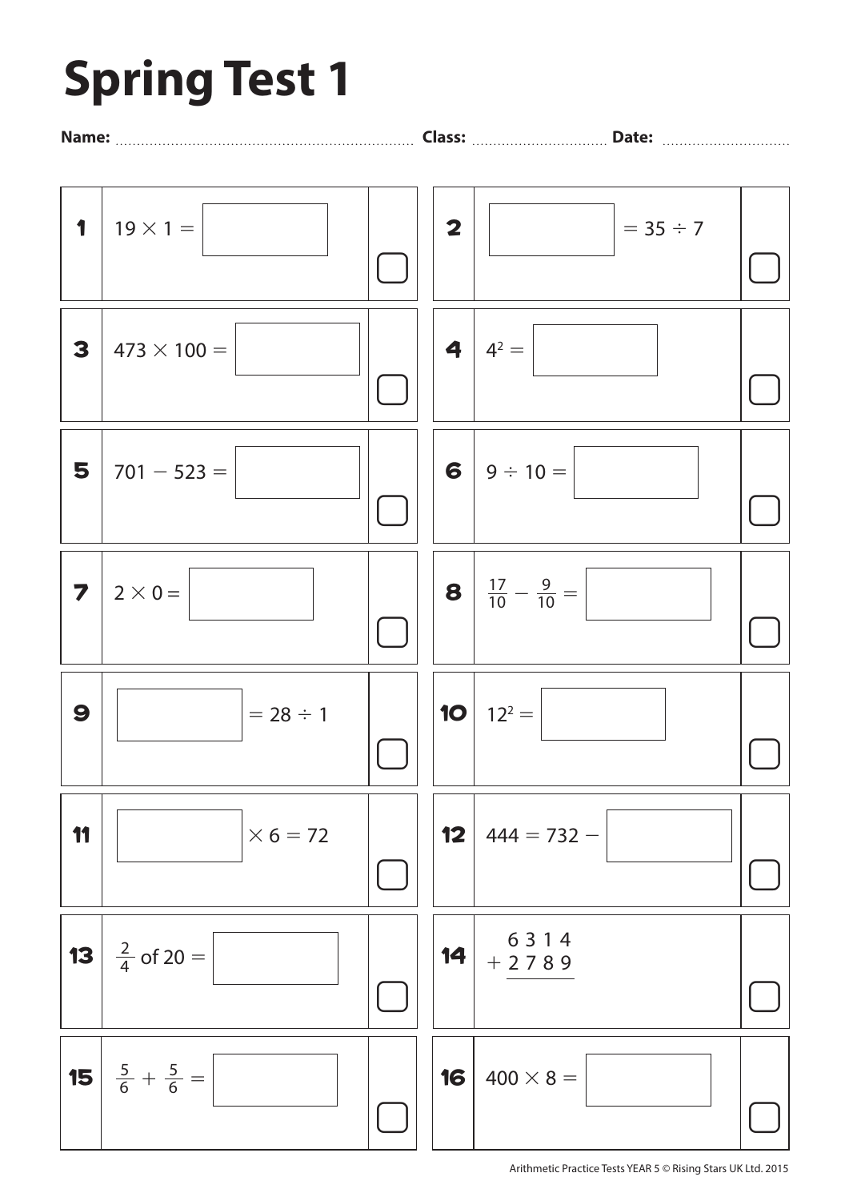# Spring Test 1

**Name:** ........................................ **Class:** .................... **Date:** ....................

**1** $19 \times 1 =$ ☐

**2** ☐ $= 35 \div 7$

**3** $473 \times 100 =$ ☐

**4** $4^2 =$ ☐

**5** $701 - 523 =$ ☐

**6** $9 \div 10 =$ ☐

**7** $2 \times 0 =$ ☐

**8** $\frac{17}{10} - \frac{9}{10} =$ ☐

**9** ☐ $= 28 \div 1$

**10** $12^2 =$ ☐

**11** ☐ $\times 6 = 72$

**12** $444 = 732 -$ ☐

**13** $\frac{2}{4}$ of $20 =$ ☐

**14**

$$\begin{array}{r} 6\,3\,1\,4 \\ +\ 2\,7\,8\,9 \\ \hline \end{array}$$

**15** $\frac{5}{6} + \frac{5}{6} =$ ☐

**16** $400 \times 8 =$ ☐

Arithmetic Practice Tests YEAR 5 © Rising Stars UK Ltd. 2015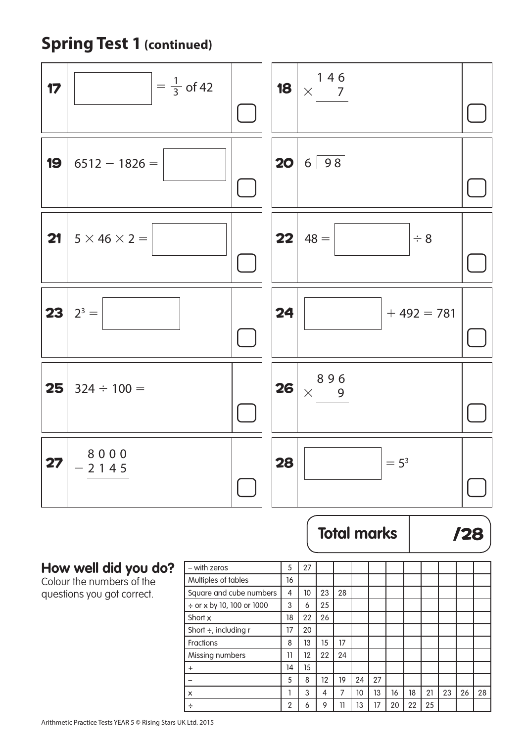## Spring Test 1 (continued)

**17** $\square = \frac{1}{3}$ of 42

**18**
$$\begin{array}{r} 146 \\ \times \quad 7 \\ \hline \end{array}$$

**19** $6512 - 1826 = \square$

**20** $6 \overline{)\ 98}$

**21** $5 \times 46 \times 2 = \square$

**22** $48 = \square \div 8$

**23** $2^3 = \square$

**24** $\square + 492 = 781$

**25** $324 \div 100 =$

**26**
$$\begin{array}{r} 896 \\ \times \quad 9 \\ \hline \end{array}$$

**27**
$$\begin{array}{r} 8000 \\ -\ 2145 \\ \hline \end{array}$$

**28** $\square = 5^3$

**Total marks** /28

### How well did you do?

Colour the numbers of the questions you got correct.

| | | | | | | | | | | | | | |
|---|---|---|---|---|---|---|---|---|---|---|---|---|---|
| – with zeros | 5 | 27 | | | | | | | | | | | |
| Multiples of tables | 16 | | | | | | | | | | | | |
| Square and cube numbers | 4 | 10 | 23 | 28 | | | | | | | | | |
| ÷ or x by 10, 100 or 1000 | 3 | 6 | 25 | | | | | | | | | | |
| Short x | 18 | 22 | 26 | | | | | | | | | | |
| Short ÷, including r | 17 | 20 | | | | | | | | | | | |
| Fractions | 8 | 13 | 15 | 17 | | | | | | | | | |
| Missing numbers | 11 | 12 | 22 | 24 | | | | | | | | | |
| + | 14 | 15 | | | | | | | | | | | |
| – | 5 | 8 | 12 | 19 | 24 | 27 | | | | | | | |
| x | 1 | 3 | 4 | 7 | 10 | 13 | 16 | 18 | 21 | 23 | 26 | 28 | |
| ÷ | 2 | 6 | 9 | 11 | 13 | 17 | 20 | 22 | 25 | | | | |

Arithmetic Practice Tests YEAR 5 © Rising Stars UK Ltd. 2015